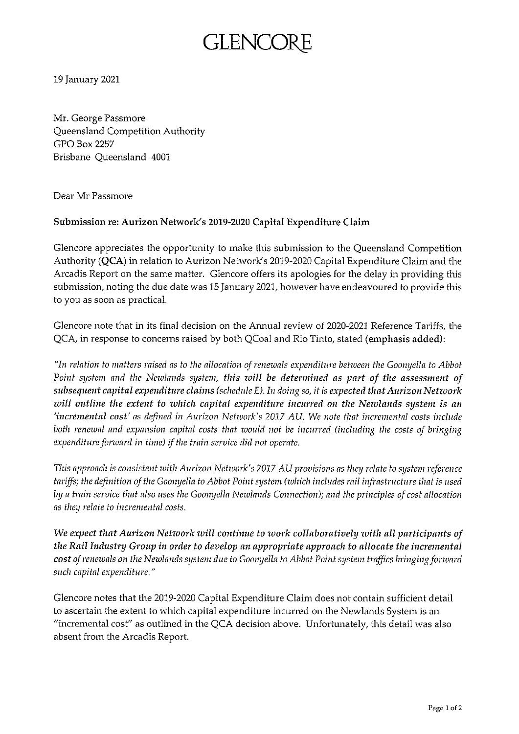# GLENCORE

19 January 2021

Mr. George Passmore
Queensland Competition Authority
GPO Box 2257
Brisbane Queensland 4001

Dear Mr Passmore

**Submission re: Aurizon Network's 2019-2020 Capital Expenditure Claim**

Glencore appreciates the opportunity to make this submission to the Queensland Competition Authority (**QCA**) in relation to Aurizon Network's 2019-2020 Capital Expenditure Claim and the Arcadis Report on the same matter. Glencore offers its apologies for the delay in providing this submission, noting the due date was 15 January 2021, however have endeavoured to provide this to you as soon as practical.

Glencore note that in its final decision on the Annual review of 2020-2021 Reference Tariffs, the QCA, in response to concerns raised by both QCoal and Rio Tinto, stated (**emphasis added**):

*"In relation to matters raised as to the allocation of renewals expenditure between the Goonyella to Abbot Point system and the Newlands system,* ***this will be determined as part of the assessment of subsequent capital expenditure claims*** *(schedule E). In doing so, it is* ***expected that Aurizon Network will outline the extent to which capital expenditure incurred on the Newlands system is an 'incremental cost'*** *as defined in Aurizon Network's 2017 AU. We note that incremental costs include both renewal and expansion capital costs that would not be incurred (including the costs of bringing expenditure forward in time) if the train service did not operate.*

*This approach is consistent with Aurizon Network's 2017 AU provisions as they relate to system reference tariffs; the definition of the Goonyella to Abbot Point system (which includes rail infrastructure that is used by a train service that also uses the Goonyella Newlands Connection); and the principles of cost allocation as they relate to incremental costs.*

***We expect that Aurizon Network will continue to work collaboratively with all participants of the Rail Industry Group in order to develop an appropriate approach to allocate the incremental cost*** *of renewals on the Newlands system due to Goonyella to Abbot Point system traffics bringing forward such capital expenditure."*

Glencore notes that the 2019-2020 Capital Expenditure Claim does not contain sufficient detail to ascertain the extent to which capital expenditure incurred on the Newlands System is an "incremental cost" as outlined in the QCA decision above. Unfortunately, this detail was also absent from the Arcadis Report.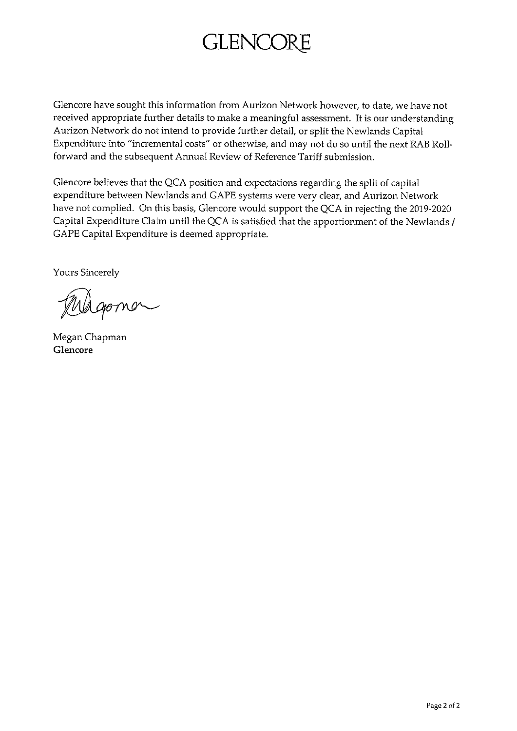Glencore have sought this information from Aurizon Network however, to date, we have not received appropriate further details to make a meaningful assessment. It is our understanding Aurizon Network do not intend to provide further detail, or split the Newlands Capital Expenditure into "incremental costs" or otherwise, and may not do so until the next RAB Roll-forward and the subsequent Annual Review of Reference Tariff submission.

Glencore believes that the QCA position and expectations regarding the split of capital expenditure between Newlands and GAPE systems were very clear, and Aurizon Network have not complied. On this basis, Glencore would support the QCA in rejecting the 2019-2020 Capital Expenditure Claim until the QCA is satisfied that the apportionment of the Newlands / GAPE Capital Expenditure is deemed appropriate.

Yours Sincerely

Megan Chapman
**Glencore**